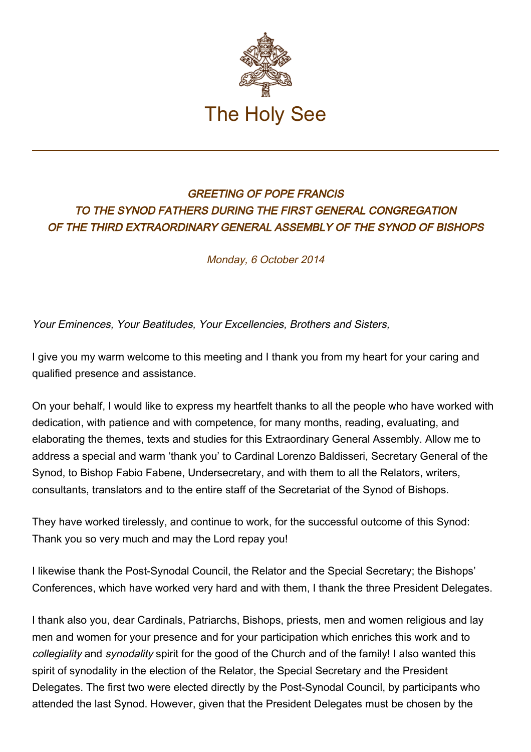# The Holy See

## *GREETING OF POPE FRANCIS TO THE SYNOD FATHERS DURING THE FIRST GENERAL CONGREGATION OF THE THIRD EXTRAORDINARY GENERAL ASSEMBLY OF THE SYNOD OF BISHOPS*

*Monday, 6 October 2014*

*Your Eminences, Your Beatitudes, Your Excellencies, Brothers and Sisters,*

I give you my warm welcome to this meeting and I thank you from my heart for your caring and qualified presence and assistance.

On your behalf, I would like to express my heartfelt thanks to all the people who have worked with dedication, with patience and with competence, for many months, reading, evaluating, and elaborating the themes, texts and studies for this Extraordinary General Assembly. Allow me to address a special and warm 'thank you' to Cardinal Lorenzo Baldisseri, Secretary General of the Synod, to Bishop Fabio Fabene, Undersecretary, and with them to all the Relators, writers, consultants, translators and to the entire staff of the Secretariat of the Synod of Bishops.

They have worked tirelessly, and continue to work, for the successful outcome of this Synod: Thank you so very much and may the Lord repay you!

I likewise thank the Post-Synodal Council, the Relator and the Special Secretary; the Bishops' Conferences, which have worked very hard and with them, I thank the three President Delegates.

I thank also you, dear Cardinals, Patriarchs, Bishops, priests, men and women religious and lay men and women for your presence and for your participation which enriches this work and to *collegiality* and *synodality* spirit for the good of the Church and of the family! I also wanted this spirit of synodality in the election of the Relator, the Special Secretary and the President Delegates. The first two were elected directly by the Post-Synodal Council, by participants who attended the last Synod. However, given that the President Delegates must be chosen by the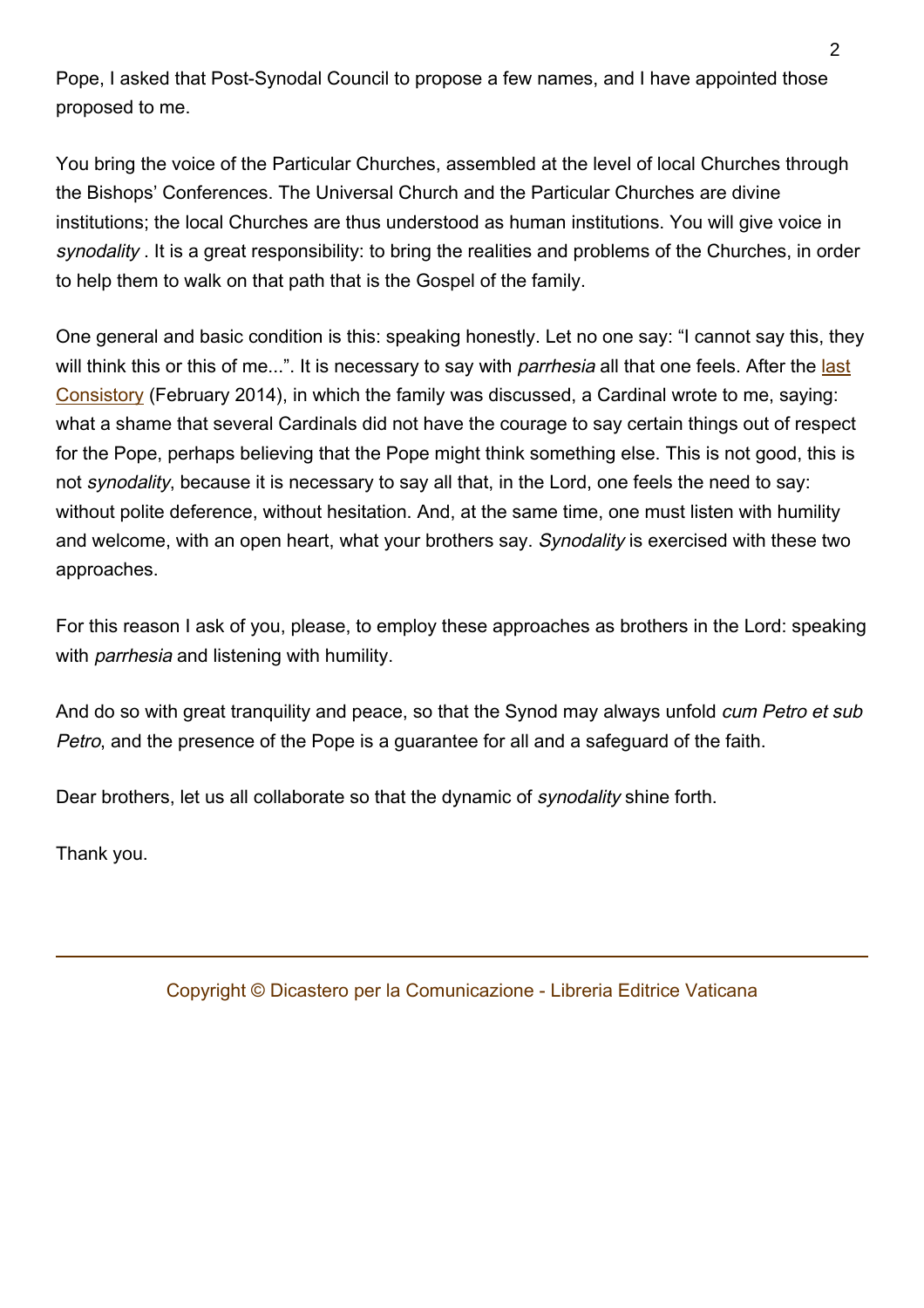Pope, I asked that Post-Synodal Council to propose a few names, and I have appointed those proposed to me.

You bring the voice of the Particular Churches, assembled at the level of local Churches through the Bishops' Conferences. The Universal Church and the Particular Churches are divine institutions; the local Churches are thus understood as human institutions. You will give voice in *synodality* . It is a great responsibility: to bring the realities and problems of the Churches, in order to help them to walk on that path that is the Gospel of the family.

One general and basic condition is this: speaking honestly. Let no one say: "I cannot say this, they will think this or this of me...". It is necessary to say with *parrhesia* all that one feels. After the last Consistory (February 2014), in which the family was discussed, a Cardinal wrote to me, saying: what a shame that several Cardinals did not have the courage to say certain things out of respect for the Pope, perhaps believing that the Pope might think something else. This is not good, this is not *synodality*, because it is necessary to say all that, in the Lord, one feels the need to say: without polite deference, without hesitation. And, at the same time, one must listen with humility and welcome, with an open heart, what your brothers say. *Synodality* is exercised with these two approaches.

For this reason I ask of you, please, to employ these approaches as brothers in the Lord: speaking with *parrhesia* and listening with humility.

And do so with great tranquility and peace, so that the Synod may always unfold *cum Petro et sub Petro*, and the presence of the Pope is a guarantee for all and a safeguard of the faith.

Dear brothers, let us all collaborate so that the dynamic of *synodality* shine forth.

Thank you.

---

Copyright © Dicastero per la Comunicazione - Libreria Editrice Vaticana